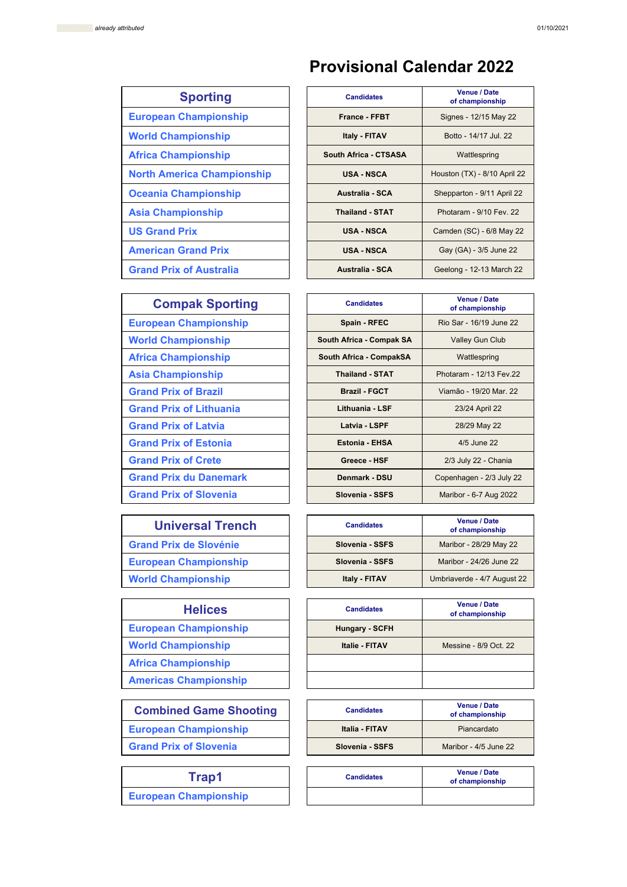*already attributed* 01/10/2021

# Provisional Calendar 2022

| Sporting | Candidates | Venue / Date of championship |
|---|---|---|
| European Championship | France - FFBT | Signes - 12/15 May 22 |
| World Championship | Italy - FITAV | Botto - 14/17 Jul. 22 |
| Africa Championship | South Africa - CTSASA | Wattlespring |
| North America Championship | USA - NSCA | Houston (TX) - 8/10 April 22 |
| Oceania Championship | Australia - SCA | Shepparton - 9/11 April 22 |
| Asia Championship | Thailand - STAT | Photaram - 9/10 Fev. 22 |
| US Grand Prix | USA - NSCA | Camden (SC) - 6/8 May 22 |
| American Grand Prix | USA - NSCA | Gay (GA) - 3/5 June 22 |
| Grand Prix of Australia | Australia - SCA | Geelong - 12-13 March 22 |

| Compak Sporting | Candidates | Venue / Date of championship |
|---|---|---|
| European Championship | Spain - RFEC | Rio Sar - 16/19 June 22 |
| World Championship | South Africa - Compak SA | Valley Gun Club |
| Africa Championship | South Africa - CompakSA | Wattlespring |
| Asia Championship | Thailand - STAT | Photaram - 12/13 Fev.22 |
| Grand Prix of Brazil | Brazil - FGCT | Viamão - 19/20 Mar. 22 |
| Grand Prix of Lithuania | Lithuania - LSF | 23/24 April 22 |
| Grand Prix of Latvia | Latvia - LSPF | 28/29 May 22 |
| Grand Prix of Estonia | Estonia - EHSA | 4/5 June 22 |
| Grand Prix of Crete | Greece - HSF | 2/3 July 22 - Chania |
| Grand Prix du Danemark | Denmark - DSU | Copenhagen - 2/3 July 22 |
| Grand Prix of Slovenia | Slovenia - SSFS | Maribor - 6-7 Aug 2022 |

| Universal Trench | Candidates | Venue / Date of championship |
|---|---|---|
| Grand Prix de Slovénie | Slovenia - SSFS | Maribor - 28/29 May 22 |
| European Championship | Slovenia - SSFS | Maribor - 24/26 June 22 |
| World Championship | Italy - FITAV | Umbriaverde - 4/7 August 22 |

| Helices | Candidates | Venue / Date of championship |
|---|---|---|
| European Championship | Hungary - SCFH | |
| World Championship | Italie - FITAV | Messine - 8/9 Oct. 22 |
| Africa Championship | | |
| Americas Championship | | |

| Combined Game Shooting | Candidates | Venue / Date of championship |
|---|---|---|
| European Championship | Italia - FITAV | Piancardato |
| Grand Prix of Slovenia | Slovenia - SSFS | Maribor - 4/5 June 22 |

| Trap1 | Candidates | Venue / Date of championship |
|---|---|---|
| European Championship | | |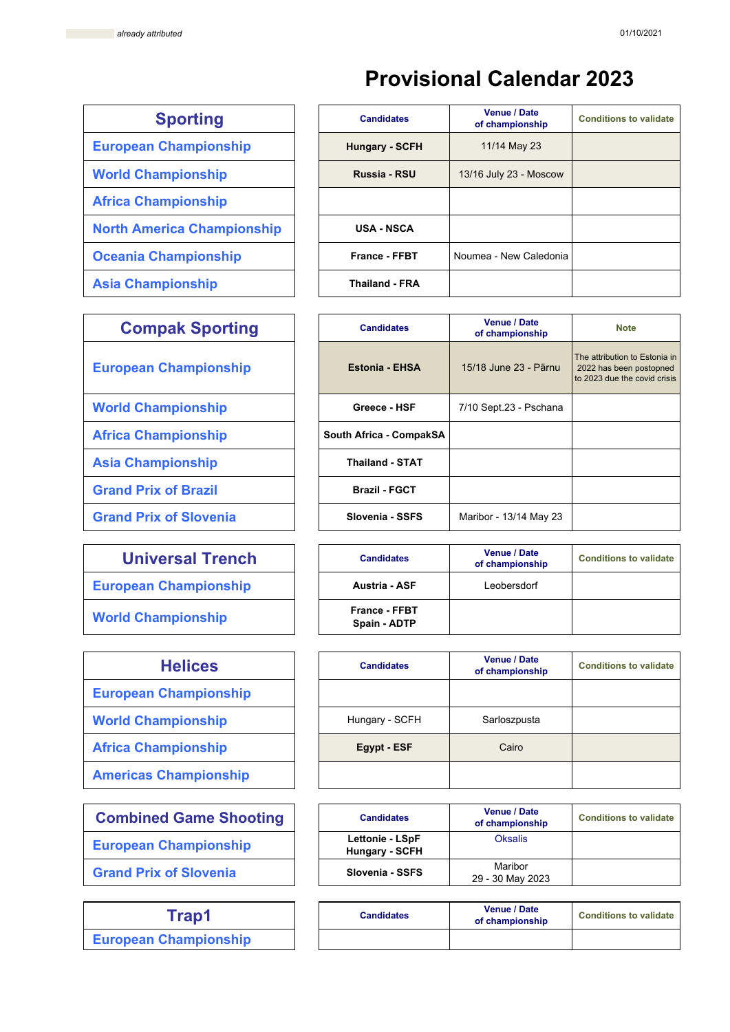already attributed

01/10/2021

# Provisional Calendar 2023

| Sporting | Candidates | Venue / Date of championship | Conditions to validate |
|---|---|---|---|
| European Championship | Hungary - SCFH | 11/14 May 23 | |
| World Championship | Russia - RSU | 13/16 July 23 - Moscow | |
| Africa Championship | | | |
| North America Championship | USA - NSCA | | |
| Oceania Championship | France - FFBT | Noumea - New Caledonia | |
| Asia Championship | Thailand - FRA | | |

| Compak Sporting | Candidates | Venue / Date of championship | Note |
|---|---|---|---|
| European Championship | Estonia - EHSA | 15/18 June 23 - Pärnu | The attribution to Estonia in 2022 has been postponed to 2023 due the covid crisis |
| World Championship | Greece - HSF | 7/10 Sept.23 - Pschana | |
| Africa Championship | South Africa - CompakSA | | |
| Asia Championship | Thailand - STAT | | |
| Grand Prix of Brazil | Brazil - FGCT | | |
| Grand Prix of Slovenia | Slovenia - SSFS | Maribor - 13/14 May 23 | |

| Universal Trench | Candidates | Venue / Date of championship | Conditions to validate |
|---|---|---|---|
| European Championship | Austria - ASF | Leobersdorf | |
| World Championship | France - FFBT<br>Spain - ADTP | | |

| Helices | Candidates | Venue / Date of championship | Conditions to validate |
|---|---|---|---|
| European Championship | | | |
| World Championship | Hungary - SCFH | Sarloszpusta | |
| Africa Championship | Egypt - ESF | Cairo | |
| Americas Championship | | | |

| Combined Game Shooting | Candidates | Venue / Date of championship | Conditions to validate |
|---|---|---|---|
| European Championship | Lettonie - LSpF<br>Hungary - SCFH | Oksalis | |
| Grand Prix of Slovenia | Slovenia - SSFS | Maribor<br>29 - 30 May 2023 | |

| Trap1 | Candidates | Venue / Date of championship | Conditions to validate |
|---|---|---|---|
| European Championship | | | |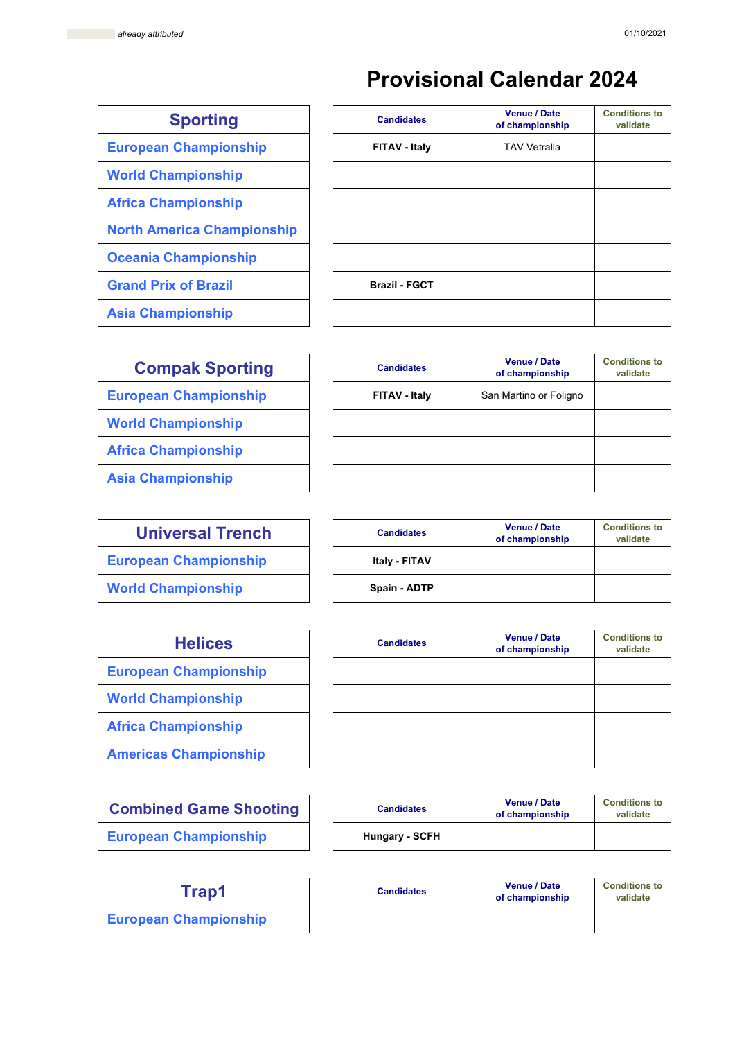already attributed

01/10/2021

# Provisional Calendar 2024

| Sporting | Candidates | Venue / Date of championship | Conditions to validate |
|---|---|---|---|
| European Championship | FITAV - Italy | TAV Vetralla | |
| World Championship | | | |
| Africa Championship | | | |
| North America Championship | | | |
| Oceania Championship | | | |
| Grand Prix of Brazil | Brazil - FGCT | | |
| Asia Championship | | | |

| Compak Sporting | Candidates | Venue / Date of championship | Conditions to validate |
|---|---|---|---|
| European Championship | FITAV - Italy | San Martino or Foligno | |
| World Championship | | | |
| Africa Championship | | | |
| Asia Championship | | | |

| Universal Trench | Candidates | Venue / Date of championship | Conditions to validate |
|---|---|---|---|
| European Championship | Italy - FITAV | | |
| World Championship | Spain - ADTP | | |

| Helices | Candidates | Venue / Date of championship | Conditions to validate |
|---|---|---|---|
| European Championship | | | |
| World Championship | | | |
| Africa Championship | | | |
| Americas Championship | | | |

| Combined Game Shooting | Candidates | Venue / Date of championship | Conditions to validate |
|---|---|---|---|
| European Championship | Hungary - SCFH | | |

| Trap1 | Candidates | Venue / Date of championship | Conditions to validate |
|---|---|---|---|
| European Championship | | | |